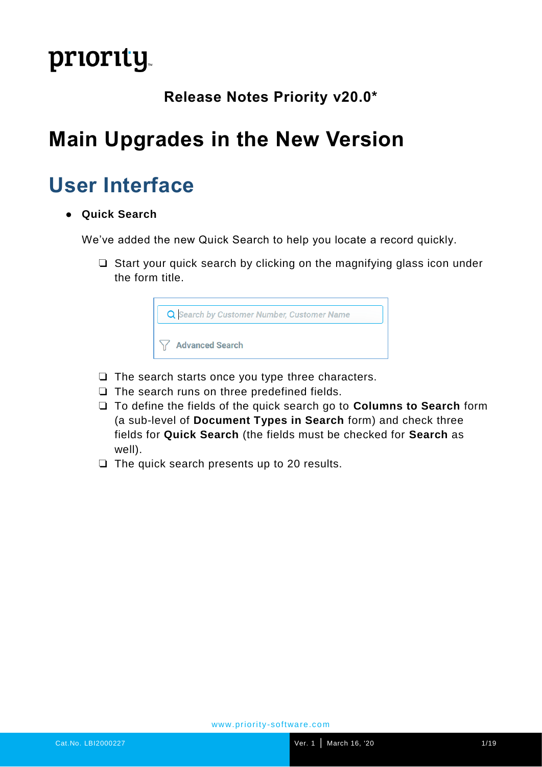priority

**Release Notes Priority v20.0***

# Main Upgrades in the New Version

## User Interface

- **Quick Search**

  We've added the new Quick Search to help you locate a record quickly.

  - Start your quick search by clicking on the magnifying glass icon under the form title.

    Search by Customer Number, Customer Name

    Advanced Search

  - The search starts once you type three characters.
  - The search runs on three predefined fields.
  - To define the fields of the quick search go to **Columns to Search** form (a sub-level of **Document Types in Search** form) and check three fields for **Quick Search** (the fields must be checked for **Search** as well).
  - The quick search presents up to 20 results.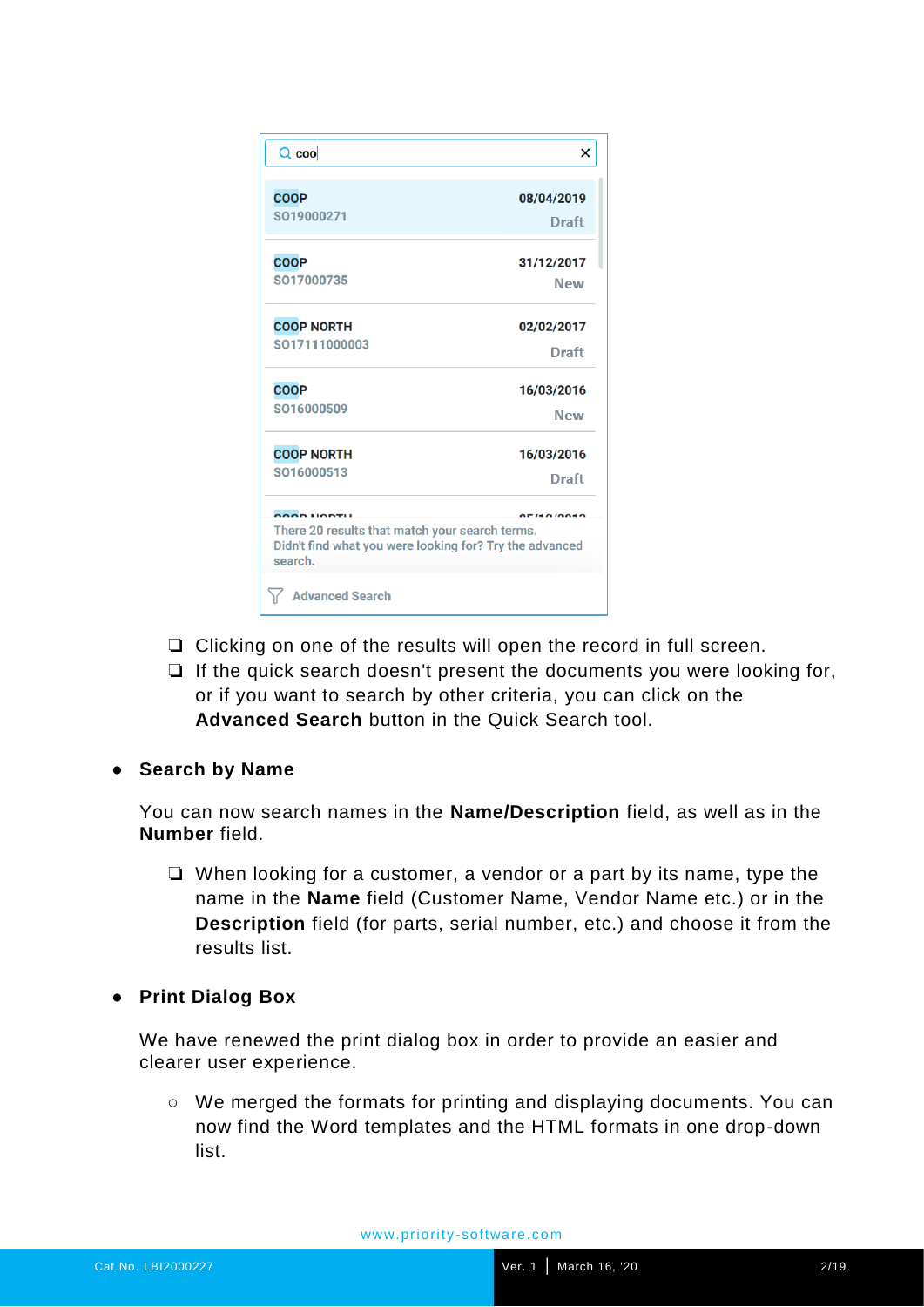- Clicking on one of the results will open the record in full screen.
- If the quick search doesn't present the documents you were looking for, or if you want to search by other criteria, you can click on the **Advanced Search** button in the Quick Search tool.

- **Search by Name**

  You can now search names in the **Name/Description** field, as well as in the **Number** field.

  - When looking for a customer, a vendor or a part by its name, type the name in the **Name** field (Customer Name, Vendor Name etc.) or in the **Description** field (for parts, serial number, etc.) and choose it from the results list.

- **Print Dialog Box**

  We have renewed the print dialog box in order to provide an easier and clearer user experience.

  - We merged the formats for printing and displaying documents. You can now find the Word templates and the HTML formats in one drop-down list.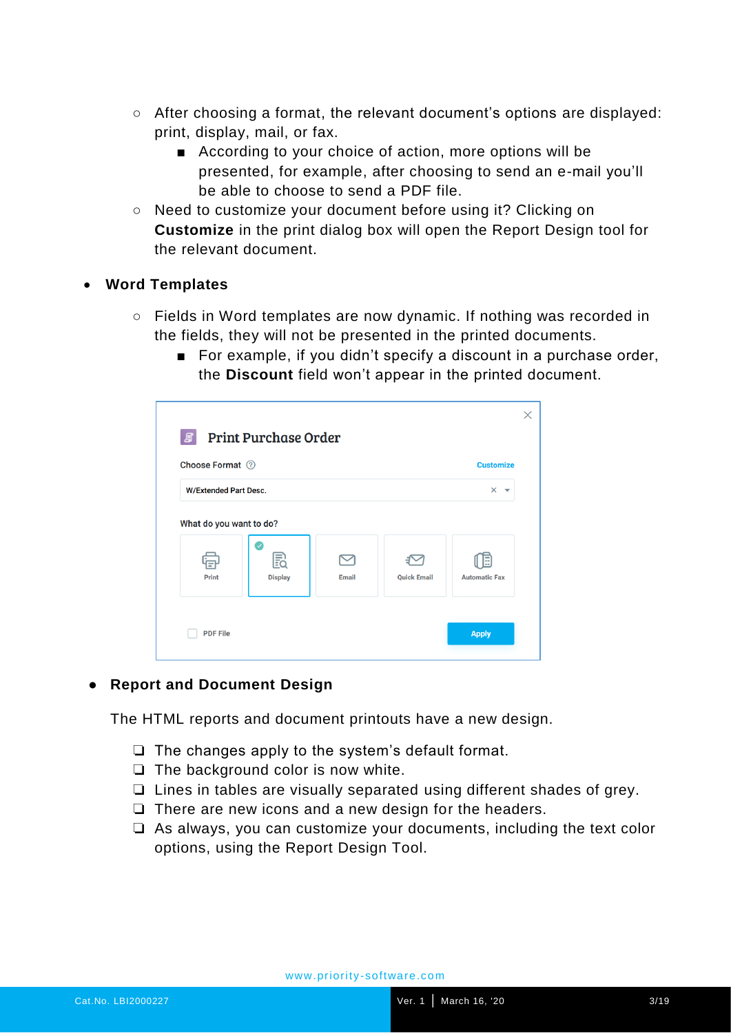- After choosing a format, the relevant document's options are displayed: print, display, mail, or fax.
  - According to your choice of action, more options will be presented, for example, after choosing to send an e-mail you'll be able to choose to send a PDF file.
- Need to customize your document before using it? Clicking on **Customize** in the print dialog box will open the Report Design tool for the relevant document.

- **Word Templates**
  - Fields in Word templates are now dynamic. If nothing was recorded in the fields, they will not be presented in the printed documents.
    - For example, if you didn't specify a discount in a purchase order, the **Discount** field won't appear in the printed document.

- **Report and Document Design**

  The HTML reports and document printouts have a new design.

  - The changes apply to the system's default format.
  - The background color is now white.
  - Lines in tables are visually separated using different shades of grey.
  - There are new icons and a new design for the headers.
  - As always, you can customize your documents, including the text color options, using the Report Design Tool.

www.priority-software.com

Cat.No. LBI2000227 | Ver. 1 | March 16, '20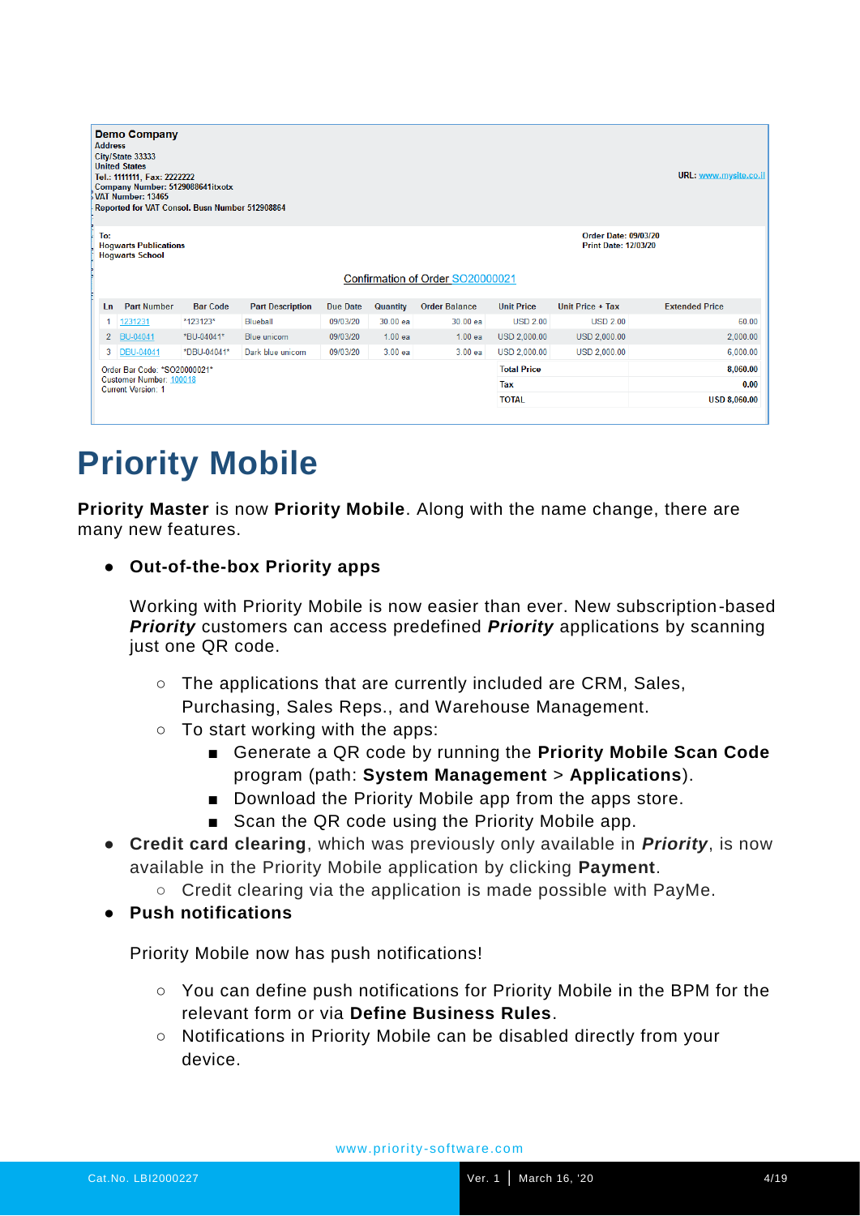**Demo Company**
Address
City/State 33333
United States
Tel.: 1111111, Fax: 2222222
Company Number: 5129088641itxotx
VAT Number: 13465
Reported for VAT Consol. Busn Number 512908864

URL: www.mysite.co.il

To:
Hogwarts Publications
Hogwarts School

Order Date: 09/03/20
Print Date: 12/03/20

Confirmation of Order SO20000021

| Ln | Part Number | Bar Code | Part Description | Due Date | Quantity | Order Balance | Unit Price | Unit Price + Tax | Extended Price |
|---|---|---|---|---|---|---|---|---|---|
| 1 | 1231231 | *123123* | Blueball | 09/03/20 | 30.00 ea | 30.00 ea | USD 2.00 | USD 2.00 | 60.00 |
| 2 | BU-04041 | *BU-04041* | Blue unicorn | 09/03/20 | 1.00 ea | 1.00 ea | USD 2,000.00 | USD 2,000.00 | 2,000.00 |
| 3 | DBU-04041 | *DBU-04041* | Dark blue unicorn | 09/03/20 | 3.00 ea | 3.00 ea | USD 2,000.00 | USD 2,000.00 | 6,000.00 |

Order Bar Code: *SO20000021*
Customer Number: 100018
Current Version: 1

| | |
|---|---|
| Total Price | 8,060.00 |
| Tax | 0.00 |
| TOTAL | USD 8,060.00 |

# Priority Mobile

**Priority Master** is now **Priority Mobile**. Along with the name change, there are many new features.

- **Out-of-the-box Priority apps**

  Working with Priority Mobile is now easier than ever. New subscription-based ***Priority*** customers can access predefined ***Priority*** applications by scanning just one QR code.

  - The applications that are currently included are CRM, Sales, Purchasing, Sales Reps., and Warehouse Management.
  - To start working with the apps:
    - Generate a QR code by running the **Priority Mobile Scan Code** program (path: **System Management** > **Applications**).
    - Download the Priority Mobile app from the apps store.
    - Scan the QR code using the Priority Mobile app.
- **Credit card clearing**, which was previously only available in ***Priority***, is now available in the Priority Mobile application by clicking **Payment**.
  - Credit clearing via the application is made possible with PayMe.
- **Push notifications**

  Priority Mobile now has push notifications!

  - You can define push notifications for Priority Mobile in the BPM for the relevant form or via **Define Business Rules**.
  - Notifications in Priority Mobile can be disabled directly from your device.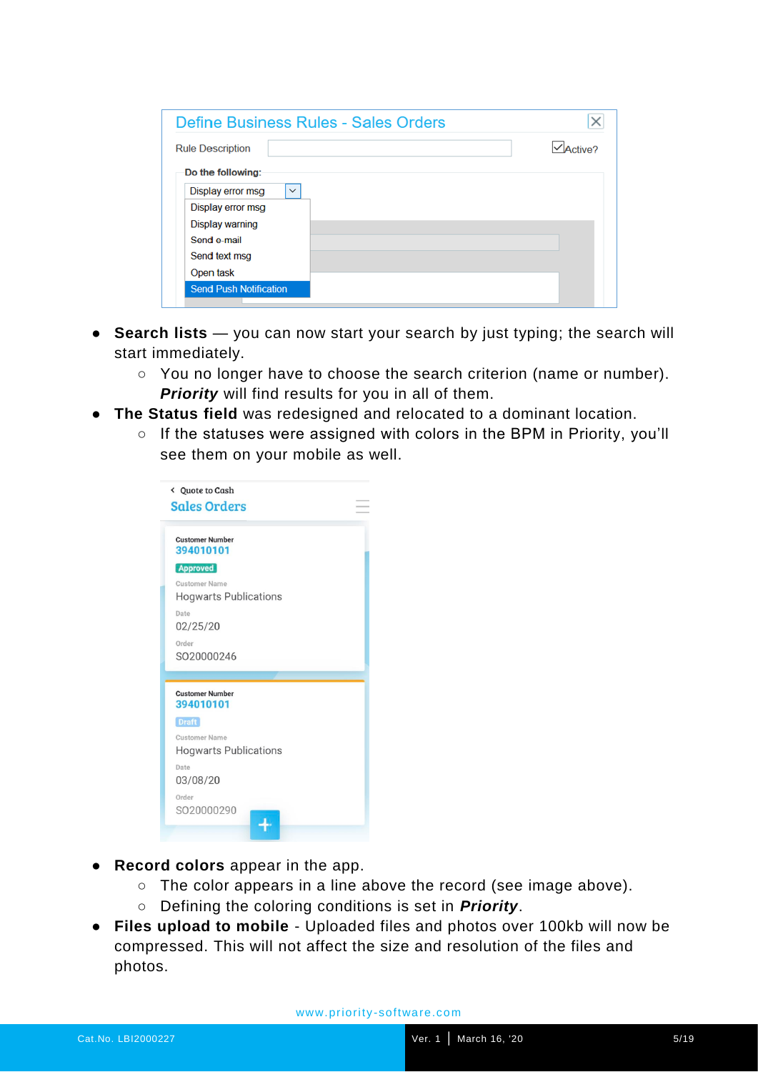- **Search lists** — you can now start your search by just typing; the search will start immediately.
  - You no longer have to choose the search criterion (name or number). ***Priority*** will find results for you in all of them.
- **The Status field** was redesigned and relocated to a dominant location.
  - If the statuses were assigned with colors in the BPM in Priority, you'll see them on your mobile as well.

- **Record colors** appear in the app.
  - The color appears in a line above the record (see image above).
  - Defining the coloring conditions is set in ***Priority***.
- **Files upload to mobile** - Uploaded files and photos over 100kb will now be compressed. This will not affect the size and resolution of the files and photos.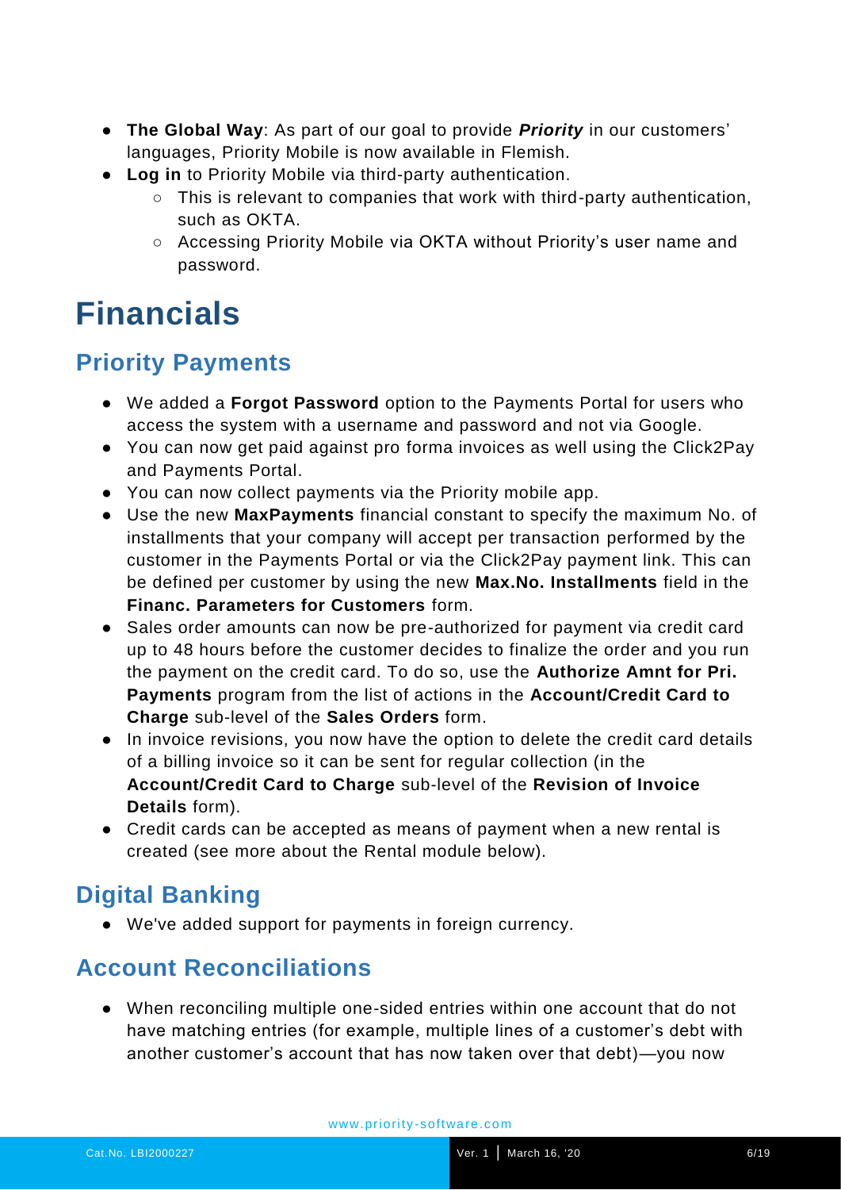- **The Global Way**: As part of our goal to provide ***Priority*** in our customers' languages, Priority Mobile is now available in Flemish.
- **Log in** to Priority Mobile via third-party authentication.
    - This is relevant to companies that work with third-party authentication, such as OKTA.
    - Accessing Priority Mobile via OKTA without Priority's user name and password.

# Financials

## Priority Payments

- We added a **Forgot Password** option to the Payments Portal for users who access the system with a username and password and not via Google.
- You can now get paid against pro forma invoices as well using the Click2Pay and Payments Portal.
- You can now collect payments via the Priority mobile app.
- Use the new **MaxPayments** financial constant to specify the maximum No. of installments that your company will accept per transaction performed by the customer in the Payments Portal or via the Click2Pay payment link. This can be defined per customer by using the new **Max.No. Installments** field in the **Financ. Parameters for Customers** form.
- Sales order amounts can now be pre-authorized for payment via credit card up to 48 hours before the customer decides to finalize the order and you run the payment on the credit card. To do so, use the **Authorize Amnt for Pri. Payments** program from the list of actions in the **Account/Credit Card to Charge** sub-level of the **Sales Orders** form.
- In invoice revisions, you now have the option to delete the credit card details of a billing invoice so it can be sent for regular collection (in the **Account/Credit Card to Charge** sub-level of the **Revision of Invoice Details** form).
- Credit cards can be accepted as means of payment when a new rental is created (see more about the Rental module below).

## Digital Banking

- We've added support for payments in foreign currency.

## Account Reconciliations

- When reconciling multiple one-sided entries within one account that do not have matching entries (for example, multiple lines of a customer's debt with another customer's account that has now taken over that debt)—you now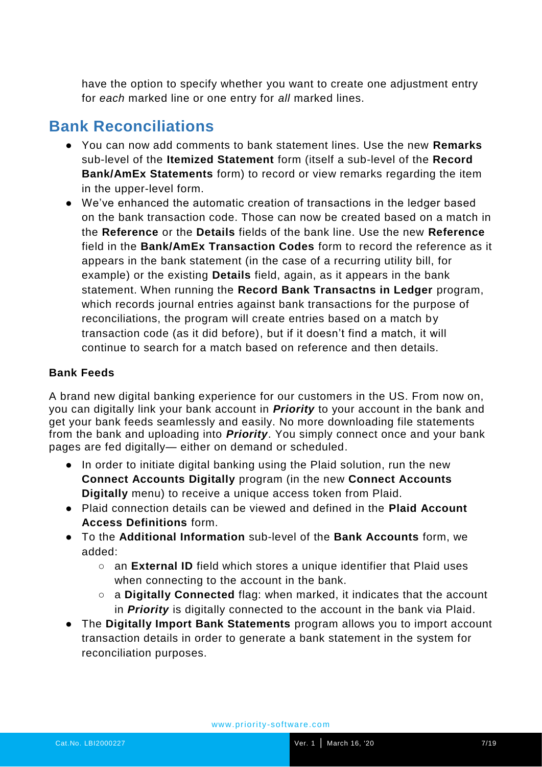have the option to specify whether you want to create one adjustment entry for *each* marked line or one entry for *all* marked lines.

## Bank Reconciliations

- You can now add comments to bank statement lines. Use the new **Remarks** sub-level of the **Itemized Statement** form (itself a sub-level of the **Record Bank/AmEx Statements** form) to record or view remarks regarding the item in the upper-level form.
- We've enhanced the automatic creation of transactions in the ledger based on the bank transaction code. Those can now be created based on a match in the **Reference** or the **Details** fields of the bank line. Use the new **Reference** field in the **Bank/AmEx Transaction Codes** form to record the reference as it appears in the bank statement (in the case of a recurring utility bill, for example) or the existing **Details** field, again, as it appears in the bank statement. When running the **Record Bank Transactns in Ledger** program, which records journal entries against bank transactions for the purpose of reconciliations, the program will create entries based on a match by transaction code (as it did before), but if it doesn't find a match, it will continue to search for a match based on reference and then details.

### Bank Feeds

A brand new digital banking experience for our customers in the US. From now on, you can digitally link your bank account in ***Priority*** to your account in the bank and get your bank feeds seamlessly and easily. No more downloading file statements from the bank and uploading into ***Priority***. You simply connect once and your bank pages are fed digitally— either on demand or scheduled.

- In order to initiate digital banking using the Plaid solution, run the new **Connect Accounts Digitally** program (in the new **Connect Accounts Digitally** menu) to receive a unique access token from Plaid.
- Plaid connection details can be viewed and defined in the **Plaid Account Access Definitions** form.
- To the **Additional Information** sub-level of the **Bank Accounts** form, we added:
  - an **External ID** field which stores a unique identifier that Plaid uses when connecting to the account in the bank.
  - a **Digitally Connected** flag: when marked, it indicates that the account in ***Priority*** is digitally connected to the account in the bank via Plaid.
- The **Digitally Import Bank Statements** program allows you to import account transaction details in order to generate a bank statement in the system for reconciliation purposes.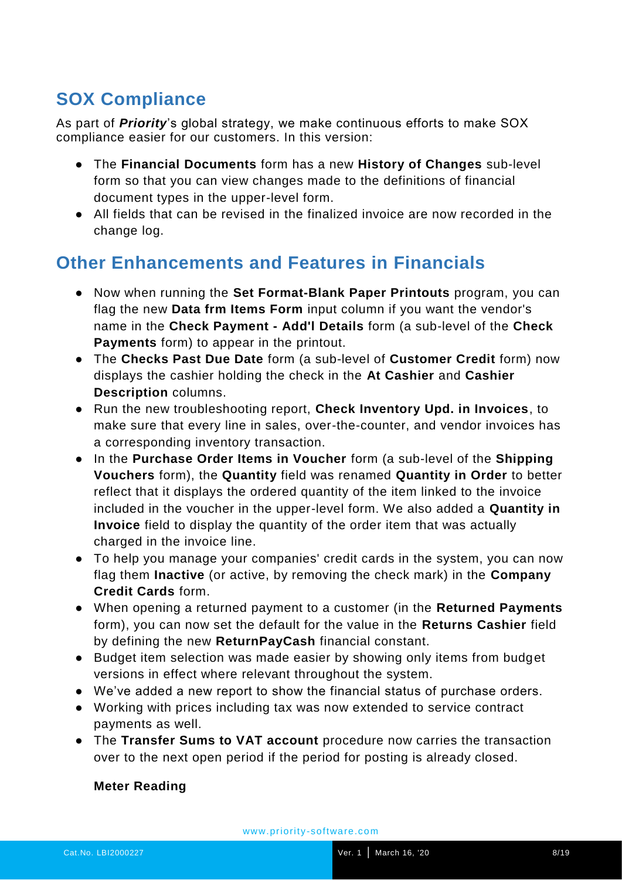## SOX Compliance

As part of ***Priority***'s global strategy, we make continuous efforts to make SOX compliance easier for our customers. In this version:

- The **Financial Documents** form has a new **History of Changes** sub-level form so that you can view changes made to the definitions of financial document types in the upper-level form.
- All fields that can be revised in the finalized invoice are now recorded in the change log.

## Other Enhancements and Features in Financials

- Now when running the **Set Format-Blank Paper Printouts** program, you can flag the new **Data frm Items Form** input column if you want the vendor's name in the **Check Payment - Add'l Details** form (a sub-level of the **Check Payments** form) to appear in the printout.
- The **Checks Past Due Date** form (a sub-level of **Customer Credit** form) now displays the cashier holding the check in the **At Cashier** and **Cashier Description** columns.
- Run the new troubleshooting report, **Check Inventory Upd. in Invoices**, to make sure that every line in sales, over-the-counter, and vendor invoices has a corresponding inventory transaction.
- In the **Purchase Order Items in Voucher** form (a sub-level of the **Shipping Vouchers** form), the **Quantity** field was renamed **Quantity in Order** to better reflect that it displays the ordered quantity of the item linked to the invoice included in the voucher in the upper-level form. We also added a **Quantity in Invoice** field to display the quantity of the order item that was actually charged in the invoice line.
- To help you manage your companies' credit cards in the system, you can now flag them **Inactive** (or active, by removing the check mark) in the **Company Credit Cards** form.
- When opening a returned payment to a customer (in the **Returned Payments** form), you can now set the default for the value in the **Returns Cashier** field by defining the new **ReturnPayCash** financial constant.
- Budget item selection was made easier by showing only items from budget versions in effect where relevant throughout the system.
- We've added a new report to show the financial status of purchase orders.
- Working with prices including tax was now extended to service contract payments as well.
- The **Transfer Sums to VAT account** procedure now carries the transaction over to the next open period if the period for posting is already closed.

**Meter Reading**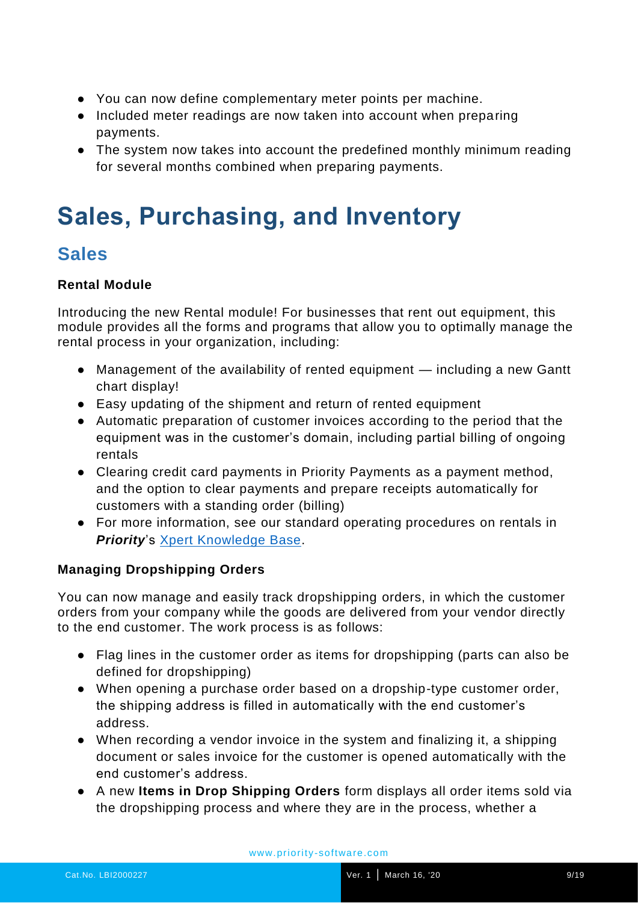- You can now define complementary meter points per machine.
- Included meter readings are now taken into account when preparing payments.
- The system now takes into account the predefined monthly minimum reading for several months combined when preparing payments.

# Sales, Purchasing, and Inventory

## Sales

**Rental Module**

Introducing the new Rental module! For businesses that rent out equipment, this module provides all the forms and programs that allow you to optimally manage the rental process in your organization, including:

- Management of the availability of rented equipment — including a new Gantt chart display!
- Easy updating of the shipment and return of rented equipment
- Automatic preparation of customer invoices according to the period that the equipment was in the customer's domain, including partial billing of ongoing rentals
- Clearing credit card payments in Priority Payments as a payment method, and the option to clear payments and prepare receipts automatically for customers with a standing order (billing)
- For more information, see our standard operating procedures on rentals in ***Priority***'s Xpert Knowledge Base.

**Managing Dropshipping Orders**

You can now manage and easily track dropshipping orders, in which the customer orders from your company while the goods are delivered from your vendor directly to the end customer. The work process is as follows:

- Flag lines in the customer order as items for dropshipping (parts can also be defined for dropshipping)
- When opening a purchase order based on a dropship-type customer order, the shipping address is filled in automatically with the end customer's address.
- When recording a vendor invoice in the system and finalizing it, a shipping document or sales invoice for the customer is opened automatically with the end customer's address.
- A new **Items in Drop Shipping Orders** form displays all order items sold via the dropshipping process and where they are in the process, whether a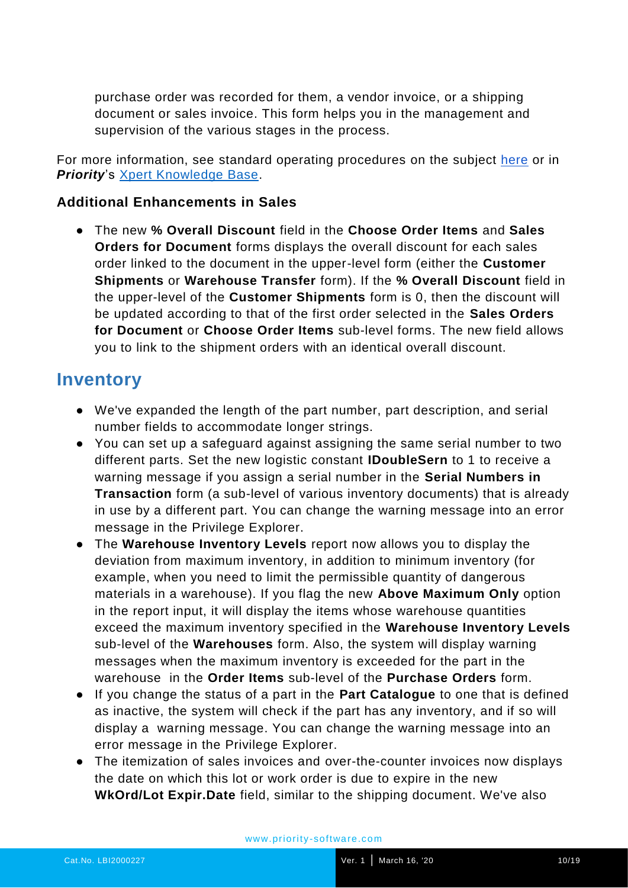purchase order was recorded for them, a vendor invoice, or a shipping document or sales invoice. This form helps you in the management and supervision of the various stages in the process.

For more information, see standard operating procedures on the subject here or in ***Priority***'s Xpert Knowledge Base.

### Additional Enhancements in Sales

- The new **% Overall Discount** field in the **Choose Order Items** and **Sales Orders for Document** forms displays the overall discount for each sales order linked to the document in the upper-level form (either the **Customer Shipments** or **Warehouse Transfer** form). If the **% Overall Discount** field in the upper-level of the **Customer Shipments** form is 0, then the discount will be updated according to that of the first order selected in the **Sales Orders for Document** or **Choose Order Items** sub-level forms. The new field allows you to link to the shipment orders with an identical overall discount.

## Inventory

- We've expanded the length of the part number, part description, and serial number fields to accommodate longer strings.
- You can set up a safeguard against assigning the same serial number to two different parts. Set the new logistic constant **IDoubleSern** to 1 to receive a warning message if you assign a serial number in the **Serial Numbers in Transaction** form (a sub-level of various inventory documents) that is already in use by a different part. You can change the warning message into an error message in the Privilege Explorer.
- The **Warehouse Inventory Levels** report now allows you to display the deviation from maximum inventory, in addition to minimum inventory (for example, when you need to limit the permissible quantity of dangerous materials in a warehouse). If you flag the new **Above Maximum Only** option in the report input, it will display the items whose warehouse quantities exceed the maximum inventory specified in the **Warehouse Inventory Levels** sub-level of the **Warehouses** form. Also, the system will display warning messages when the maximum inventory is exceeded for the part in the warehouse in the **Order Items** sub-level of the **Purchase Orders** form.
- If you change the status of a part in the **Part Catalogue** to one that is defined as inactive, the system will check if the part has any inventory, and if so will display a warning message. You can change the warning message into an error message in the Privilege Explorer.
- The itemization of sales invoices and over-the-counter invoices now displays the date on which this lot or work order is due to expire in the new **WkOrd/Lot Expir.Date** field, similar to the shipping document. We've also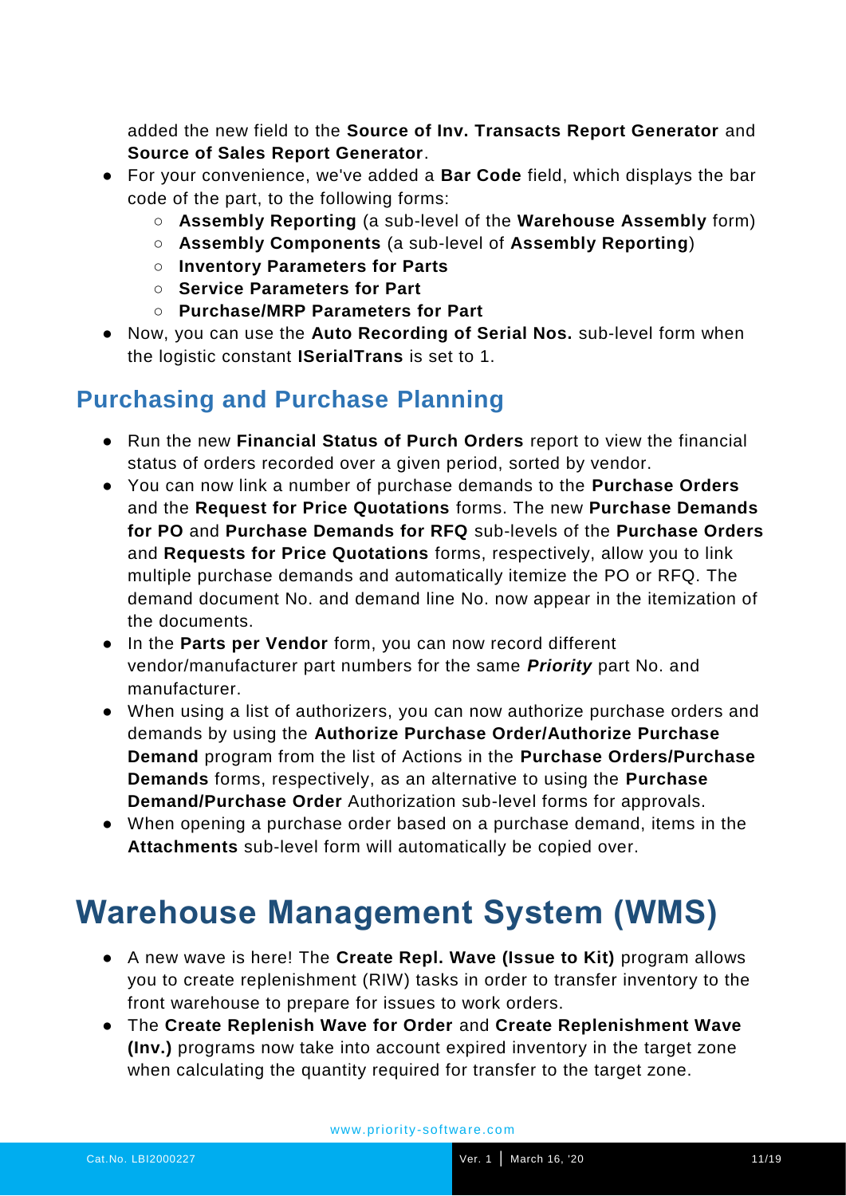added the new field to the **Source of Inv. Transacts Report Generator** and **Source of Sales Report Generator**.

- For your convenience, we've added a **Bar Code** field, which displays the bar code of the part, to the following forms:
    - **Assembly Reporting** (a sub-level of the **Warehouse Assembly** form)
    - **Assembly Components** (a sub-level of **Assembly Reporting**)
    - **Inventory Parameters for Parts**
    - **Service Parameters for Part**
    - **Purchase/MRP Parameters for Part**
- Now, you can use the **Auto Recording of Serial Nos.** sub-level form when the logistic constant **ISerialTrans** is set to 1.

## Purchasing and Purchase Planning

- Run the new **Financial Status of Purch Orders** report to view the financial status of orders recorded over a given period, sorted by vendor.
- You can now link a number of purchase demands to the **Purchase Orders** and the **Request for Price Quotations** forms. The new **Purchase Demands for PO** and **Purchase Demands for RFQ** sub-levels of the **Purchase Orders** and **Requests for Price Quotations** forms, respectively, allow you to link multiple purchase demands and automatically itemize the PO or RFQ. The demand document No. and demand line No. now appear in the itemization of the documents.
- In the **Parts per Vendor** form, you can now record different vendor/manufacturer part numbers for the same ***Priority*** part No. and manufacturer.
- When using a list of authorizers, you can now authorize purchase orders and demands by using the **Authorize Purchase Order/Authorize Purchase Demand** program from the list of Actions in the **Purchase Orders/Purchase Demands** forms, respectively, as an alternative to using the **Purchase Demand/Purchase Order** Authorization sub-level forms for approvals.
- When opening a purchase order based on a purchase demand, items in the **Attachments** sub-level form will automatically be copied over.

# Warehouse Management System (WMS)

- A new wave is here! The **Create Repl. Wave (Issue to Kit)** program allows you to create replenishment (RIW) tasks in order to transfer inventory to the front warehouse to prepare for issues to work orders.
- The **Create Replenish Wave for Order** and **Create Replenishment Wave (Inv.)** programs now take into account expired inventory in the target zone when calculating the quantity required for transfer to the target zone.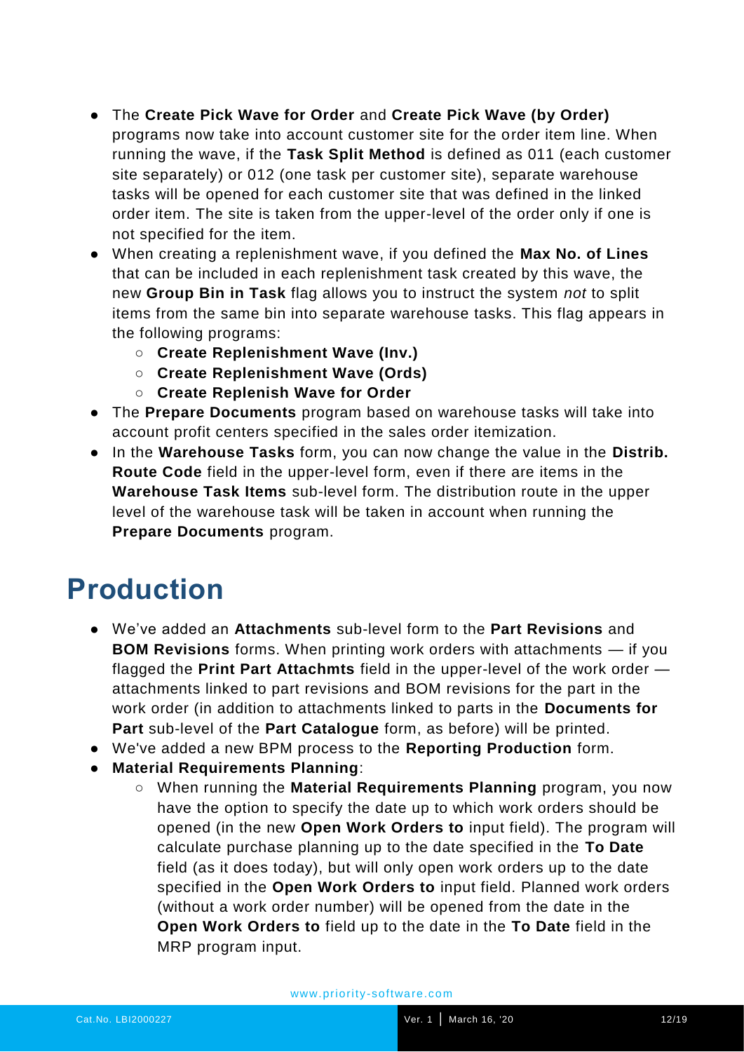- The **Create Pick Wave for Order** and **Create Pick Wave (by Order)** programs now take into account customer site for the order item line. When running the wave, if the **Task Split Method** is defined as 011 (each customer site separately) or 012 (one task per customer site), separate warehouse tasks will be opened for each customer site that was defined in the linked order item. The site is taken from the upper-level of the order only if one is not specified for the item.
- When creating a replenishment wave, if you defined the **Max No. of Lines** that can be included in each replenishment task created by this wave, the new **Group Bin in Task** flag allows you to instruct the system *not* to split items from the same bin into separate warehouse tasks. This flag appears in the following programs:
  - **Create Replenishment Wave (Inv.)**
  - **Create Replenishment Wave (Ords)**
  - **Create Replenish Wave for Order**
- The **Prepare Documents** program based on warehouse tasks will take into account profit centers specified in the sales order itemization.
- In the **Warehouse Tasks** form, you can now change the value in the **Distrib. Route Code** field in the upper-level form, even if there are items in the **Warehouse Task Items** sub-level form. The distribution route in the upper level of the warehouse task will be taken in account when running the **Prepare Documents** program.

# Production

- We've added an **Attachments** sub-level form to the **Part Revisions** and **BOM Revisions** forms. When printing work orders with attachments — if you flagged the **Print Part Attachmts** field in the upper-level of the work order — attachments linked to part revisions and BOM revisions for the part in the work order (in addition to attachments linked to parts in the **Documents for Part** sub-level of the **Part Catalogue** form, as before) will be printed.
- We've added a new BPM process to the **Reporting Production** form.
- **Material Requirements Planning**:
  - When running the **Material Requirements Planning** program, you now have the option to specify the date up to which work orders should be opened (in the new **Open Work Orders to** input field). The program will calculate purchase planning up to the date specified in the **To Date** field (as it does today), but will only open work orders up to the date specified in the **Open Work Orders to** input field. Planned work orders (without a work order number) will be opened from the date in the **Open Work Orders to** field up to the date in the **To Date** field in the MRP program input.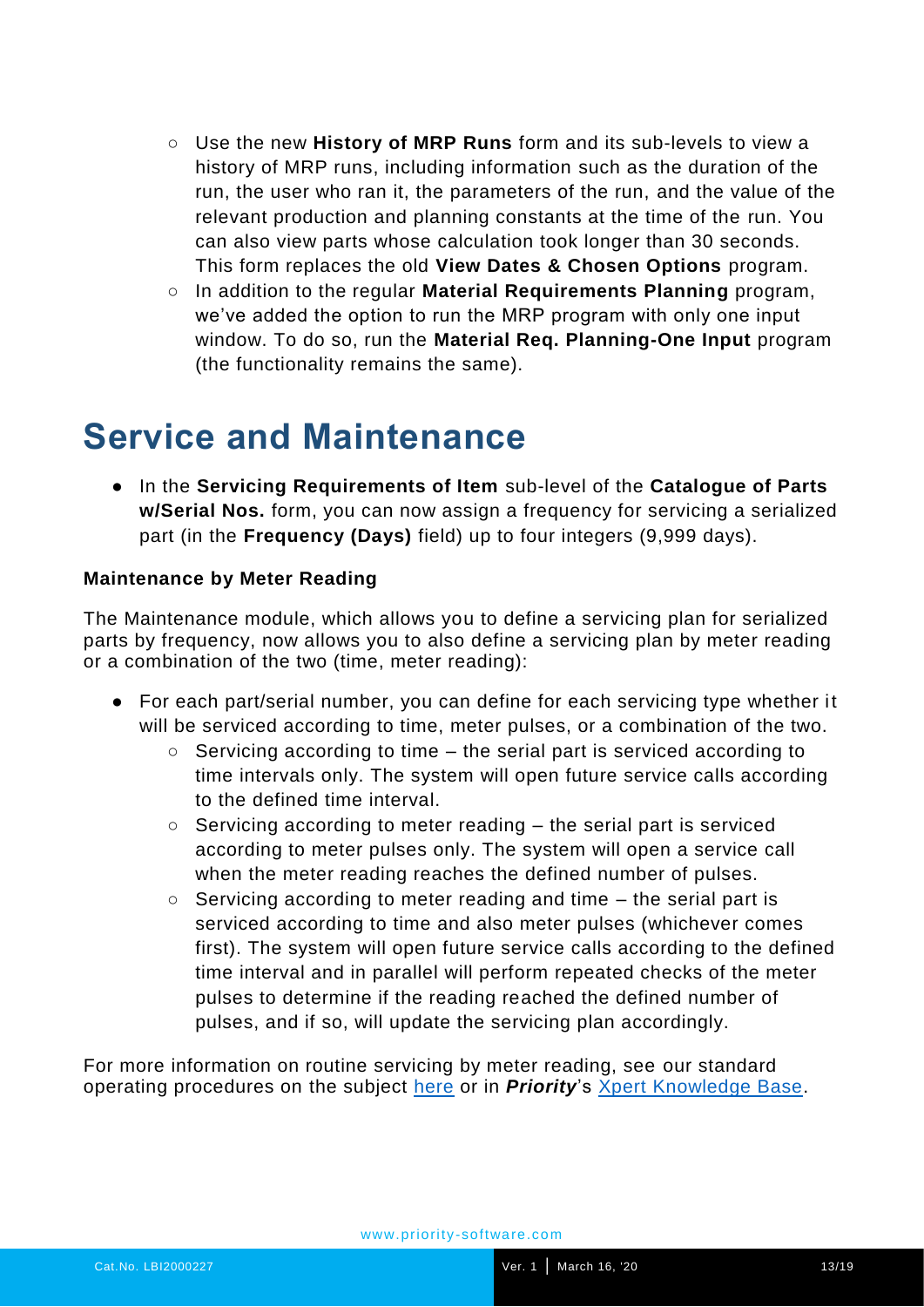- Use the new **History of MRP Runs** form and its sub-levels to view a history of MRP runs, including information such as the duration of the run, the user who ran it, the parameters of the run, and the value of the relevant production and planning constants at the time of the run. You can also view parts whose calculation took longer than 30 seconds. This form replaces the old **View Dates & Chosen Options** program.
  - In addition to the regular **Material Requirements Planning** program, we've added the option to run the MRP program with only one input window. To do so, run the **Material Req. Planning-One Input** program (the functionality remains the same).

# Service and Maintenance

- In the **Servicing Requirements of Item** sub-level of the **Catalogue of Parts w/Serial Nos.** form, you can now assign a frequency for servicing a serialized part (in the **Frequency (Days)** field) up to four integers (9,999 days).

**Maintenance by Meter Reading**

The Maintenance module, which allows you to define a servicing plan for serialized parts by frequency, now allows you to also define a servicing plan by meter reading or a combination of the two (time, meter reading):

- For each part/serial number, you can define for each servicing type whether it will be serviced according to time, meter pulses, or a combination of the two.
  - Servicing according to time – the serial part is serviced according to time intervals only. The system will open future service calls according to the defined time interval.
  - Servicing according to meter reading – the serial part is serviced according to meter pulses only. The system will open a service call when the meter reading reaches the defined number of pulses.
  - Servicing according to meter reading and time – the serial part is serviced according to time and also meter pulses (whichever comes first). The system will open future service calls according to the defined time interval and in parallel will perform repeated checks of the meter pulses to determine if the reading reached the defined number of pulses, and if so, will update the servicing plan accordingly.

For more information on routine servicing by meter reading, see our standard operating procedures on the subject here or in ***Priority***'s Xpert Knowledge Base.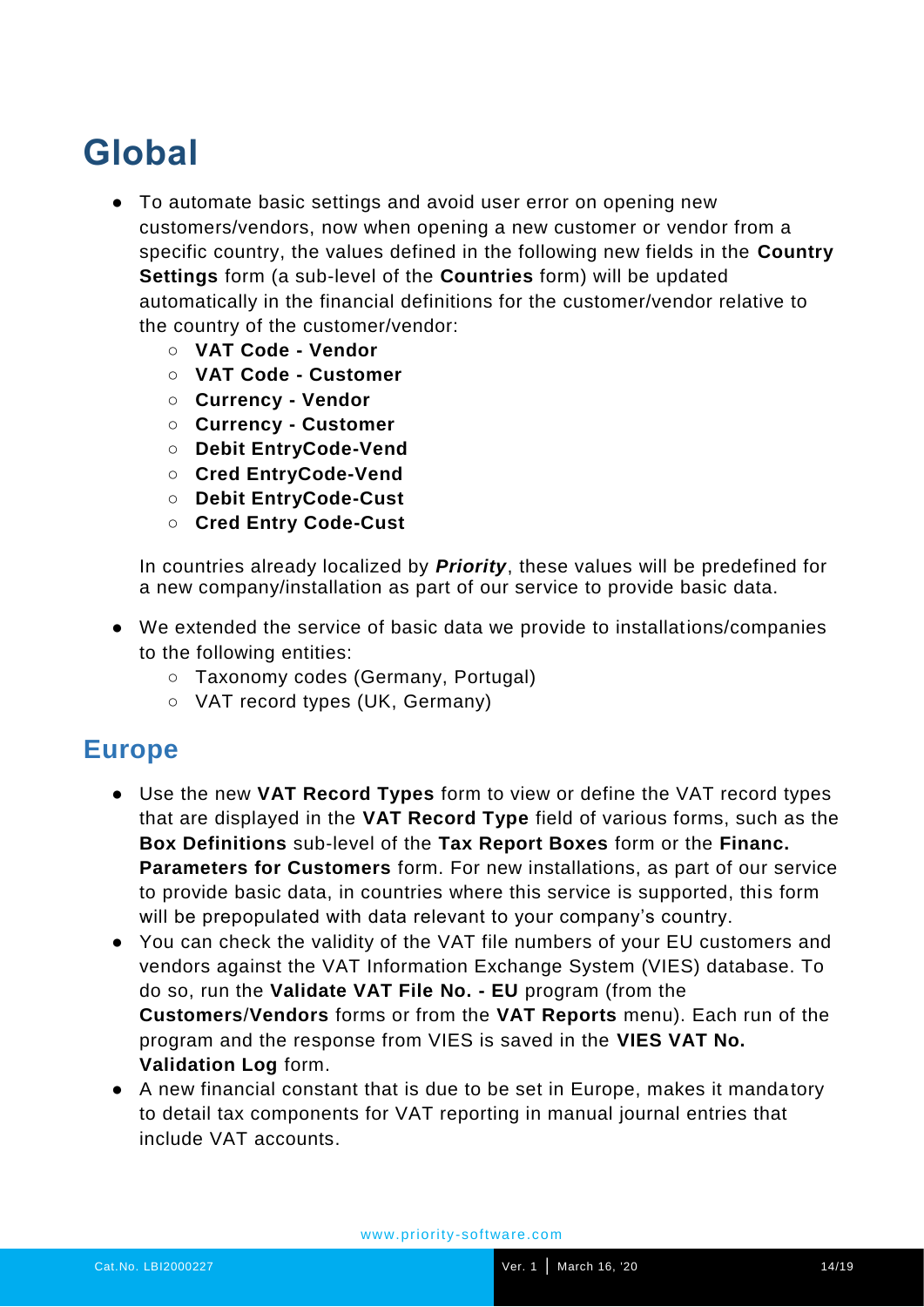# Global

- To automate basic settings and avoid user error on opening new customers/vendors, now when opening a new customer or vendor from a specific country, the values defined in the following new fields in the **Country Settings** form (a sub-level of the **Countries** form) will be updated automatically in the financial definitions for the customer/vendor relative to the country of the customer/vendor:
  - **VAT Code - Vendor**
  - **VAT Code - Customer**
  - **Currency - Vendor**
  - **Currency - Customer**
  - **Debit EntryCode-Vend**
  - **Cred EntryCode-Vend**
  - **Debit EntryCode-Cust**
  - **Cred Entry Code-Cust**

  In countries already localized by ***Priority***, these values will be predefined for a new company/installation as part of our service to provide basic data.

- We extended the service of basic data we provide to installations/companies to the following entities:
  - Taxonomy codes (Germany, Portugal)
  - VAT record types (UK, Germany)

## Europe

- Use the new **VAT Record Types** form to view or define the VAT record types that are displayed in the **VAT Record Type** field of various forms, such as the **Box Definitions** sub-level of the **Tax Report Boxes** form or the **Financ. Parameters for Customers** form. For new installations, as part of our service to provide basic data, in countries where this service is supported, this form will be prepopulated with data relevant to your company's country.
- You can check the validity of the VAT file numbers of your EU customers and vendors against the VAT Information Exchange System (VIES) database. To do so, run the **Validate VAT File No. - EU** program (from the **Customers**/**Vendors** forms or from the **VAT Reports** menu). Each run of the program and the response from VIES is saved in the **VIES VAT No. Validation Log** form.
- A new financial constant that is due to be set in Europe, makes it mandatory to detail tax components for VAT reporting in manual journal entries that include VAT accounts.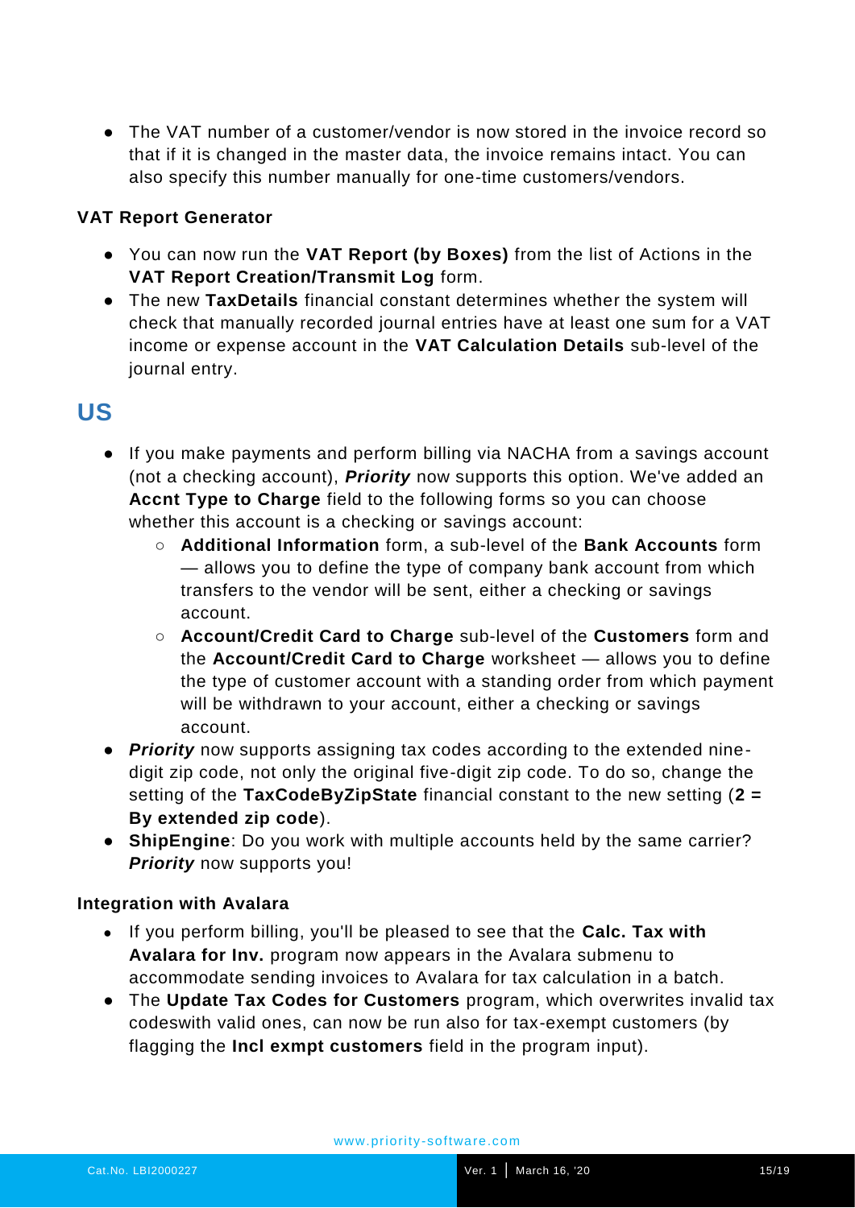- The VAT number of a customer/vendor is now stored in the invoice record so that if it is changed in the master data, the invoice remains intact. You can also specify this number manually for one-time customers/vendors.

**VAT Report Generator**

- You can now run the **VAT Report (by Boxes)** from the list of Actions in the **VAT Report Creation/Transmit Log** form.
- The new **TaxDetails** financial constant determines whether the system will check that manually recorded journal entries have at least one sum for a VAT income or expense account in the **VAT Calculation Details** sub-level of the journal entry.

## US

- If you make payments and perform billing via NACHA from a savings account (not a checking account), ***Priority*** now supports this option. We've added an **Accnt Type to Charge** field to the following forms so you can choose whether this account is a checking or savings account:
  - **Additional Information** form, a sub-level of the **Bank Accounts** form — allows you to define the type of company bank account from which transfers to the vendor will be sent, either a checking or savings account.
  - **Account/Credit Card to Charge** sub-level of the **Customers** form and the **Account/Credit Card to Charge** worksheet — allows you to define the type of customer account with a standing order from which payment will be withdrawn to your account, either a checking or savings account.
- ***Priority*** now supports assigning tax codes according to the extended nine-digit zip code, not only the original five-digit zip code. To do so, change the setting of the **TaxCodeByZipState** financial constant to the new setting (**2 = By extended zip code**).
- **ShipEngine**: Do you work with multiple accounts held by the same carrier? ***Priority*** now supports you!

**Integration with Avalara**

- If you perform billing, you'll be pleased to see that the **Calc. Tax with Avalara for Inv.** program now appears in the Avalara submenu to accommodate sending invoices to Avalara for tax calculation in a batch.
- The **Update Tax Codes for Customers** program, which overwrites invalid tax codeswith valid ones, can now be run also for tax-exempt customers (by flagging the **Incl exmpt customers** field in the program input).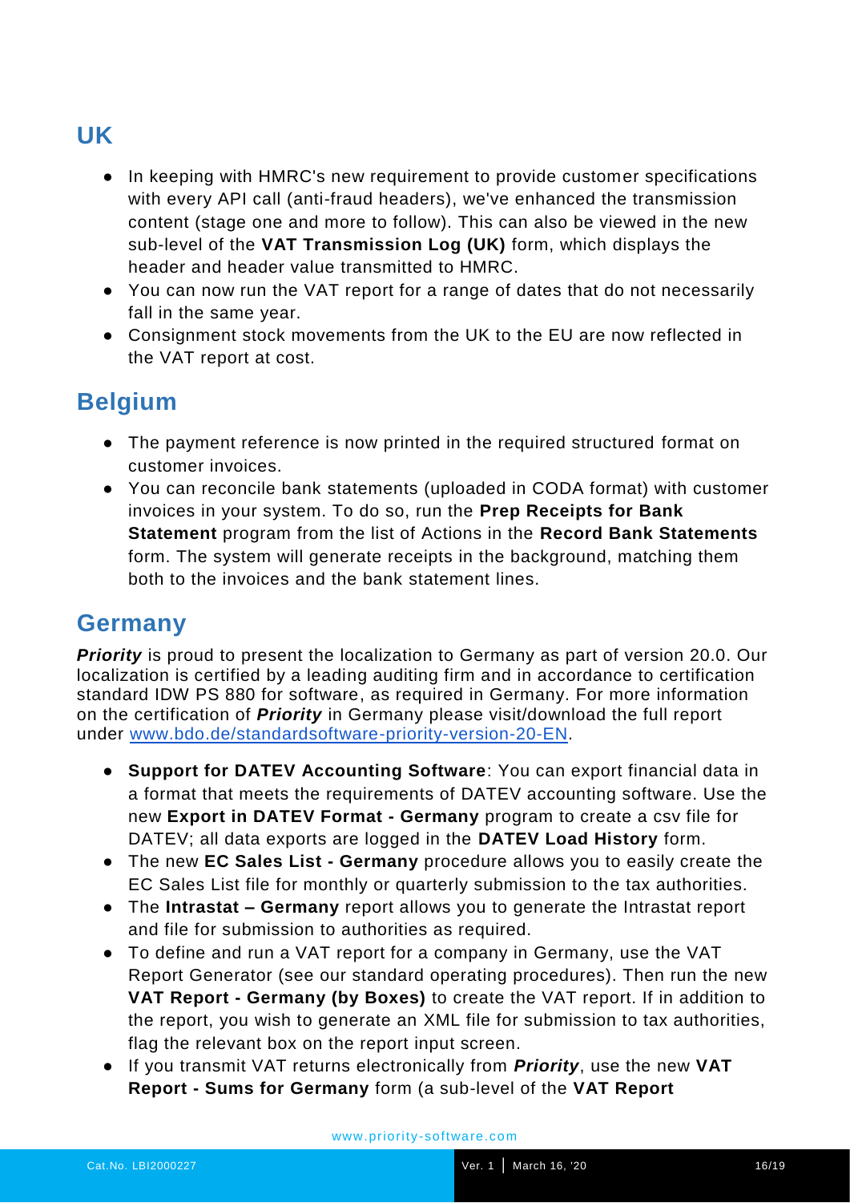## UK

- In keeping with HMRC's new requirement to provide customer specifications with every API call (anti-fraud headers), we've enhanced the transmission content (stage one and more to follow). This can also be viewed in the new sub-level of the **VAT Transmission Log (UK)** form, which displays the header and header value transmitted to HMRC.
- You can now run the VAT report for a range of dates that do not necessarily fall in the same year.
- Consignment stock movements from the UK to the EU are now reflected in the VAT report at cost.

## Belgium

- The payment reference is now printed in the required structured format on customer invoices.
- You can reconcile bank statements (uploaded in CODA format) with customer invoices in your system. To do so, run the **Prep Receipts for Bank Statement** program from the list of Actions in the **Record Bank Statements** form. The system will generate receipts in the background, matching them both to the invoices and the bank statement lines.

## Germany

***Priority*** is proud to present the localization to Germany as part of version 20.0. Our localization is certified by a leading auditing firm and in accordance to certification standard IDW PS 880 for software, as required in Germany. For more information on the certification of ***Priority*** in Germany please visit/download the full report under [www.bdo.de/standardsoftware-priority-version-20-EN](www.bdo.de/standardsoftware-priority-version-20-EN).

- **Support for DATEV Accounting Software**: You can export financial data in a format that meets the requirements of DATEV accounting software. Use the new **Export in DATEV Format - Germany** program to create a csv file for DATEV; all data exports are logged in the **DATEV Load History** form.
- The new **EC Sales List - Germany** procedure allows you to easily create the EC Sales List file for monthly or quarterly submission to the tax authorities.
- The **Intrastat – Germany** report allows you to generate the Intrastat report and file for submission to authorities as required.
- To define and run a VAT report for a company in Germany, use the VAT Report Generator (see our standard operating procedures). Then run the new **VAT Report - Germany (by Boxes)** to create the VAT report. If in addition to the report, you wish to generate an XML file for submission to tax authorities, flag the relevant box on the report input screen.
- If you transmit VAT returns electronically from ***Priority***, use the new **VAT Report - Sums for Germany** form (a sub-level of the **VAT Report**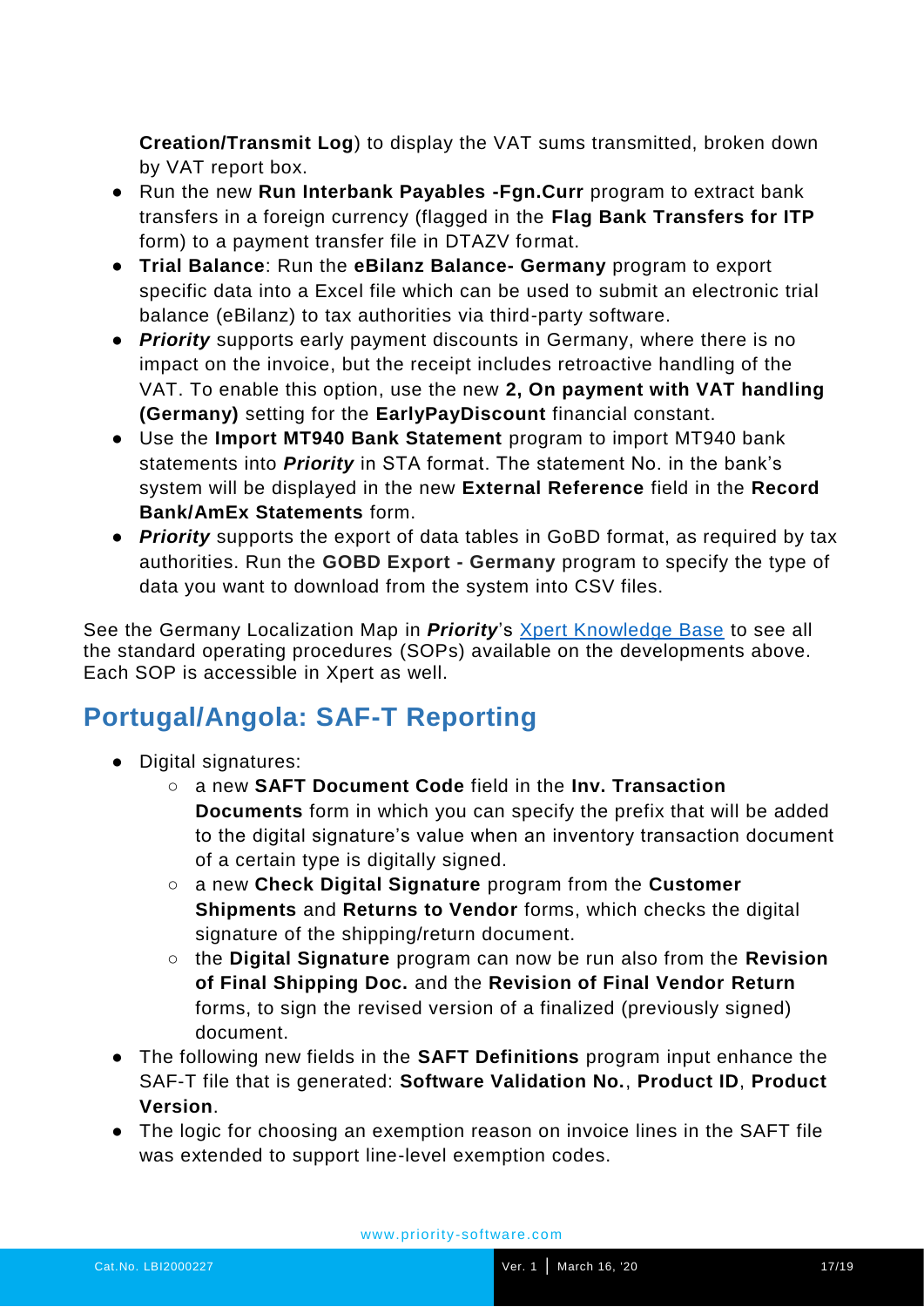**Creation/Transmit Log**) to display the VAT sums transmitted, broken down by VAT report box.

- Run the new **Run Interbank Payables -Fgn.Curr** program to extract bank transfers in a foreign currency (flagged in the **Flag Bank Transfers for ITP** form) to a payment transfer file in DTAZV format.
- **Trial Balance**: Run the **eBilanz Balance- Germany** program to export specific data into a Excel file which can be used to submit an electronic trial balance (eBilanz) to tax authorities via third-party software.
- ***Priority*** supports early payment discounts in Germany, where there is no impact on the invoice, but the receipt includes retroactive handling of the VAT. To enable this option, use the new **2, On payment with VAT handling (Germany)** setting for the **EarlyPayDiscount** financial constant.
- Use the **Import MT940 Bank Statement** program to import MT940 bank statements into ***Priority*** in STA format. The statement No. in the bank's system will be displayed in the new **External Reference** field in the **Record Bank/AmEx Statements** form.
- ***Priority*** supports the export of data tables in GoBD format, as required by tax authorities. Run the **GOBD Export - Germany** program to specify the type of data you want to download from the system into CSV files.

See the Germany Localization Map in ***Priority***'s Xpert Knowledge Base to see all the standard operating procedures (SOPs) available on the developments above. Each SOP is accessible in Xpert as well.

## Portugal/Angola: SAF-T Reporting

- Digital signatures:
  - a new **SAFT Document Code** field in the **Inv. Transaction Documents** form in which you can specify the prefix that will be added to the digital signature's value when an inventory transaction document of a certain type is digitally signed.
  - a new **Check Digital Signature** program from the **Customer Shipments** and **Returns to Vendor** forms, which checks the digital signature of the shipping/return document.
  - the **Digital Signature** program can now be run also from the **Revision of Final Shipping Doc.** and the **Revision of Final Vendor Return** forms, to sign the revised version of a finalized (previously signed) document.
- The following new fields in the **SAFT Definitions** program input enhance the SAF-T file that is generated: **Software Validation No.**, **Product ID**, **Product Version**.
- The logic for choosing an exemption reason on invoice lines in the SAFT file was extended to support line-level exemption codes.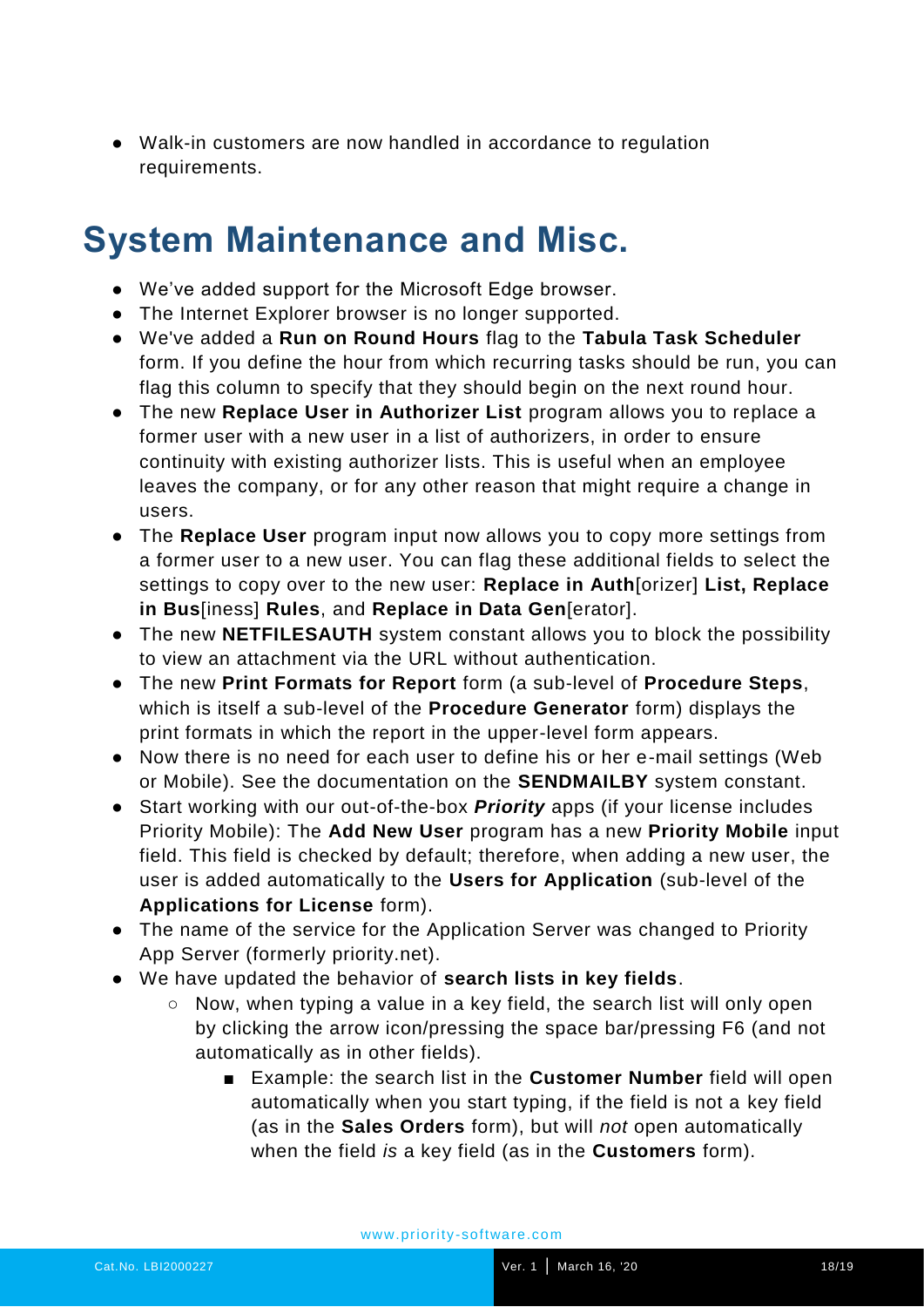- Walk-in customers are now handled in accordance to regulation requirements.

# System Maintenance and Misc.

- We've added support for the Microsoft Edge browser.
- The Internet Explorer browser is no longer supported.
- We've added a **Run on Round Hours** flag to the **Tabula Task Scheduler** form. If you define the hour from which recurring tasks should be run, you can flag this column to specify that they should begin on the next round hour.
- The new **Replace User in Authorizer List** program allows you to replace a former user with a new user in a list of authorizers, in order to ensure continuity with existing authorizer lists. This is useful when an employee leaves the company, or for any other reason that might require a change in users.
- The **Replace User** program input now allows you to copy more settings from a former user to a new user. You can flag these additional fields to select the settings to copy over to the new user: **Replace in Auth**[orizer] **List, Replace in Bus**[iness] **Rules**, and **Replace in Data Gen**[erator].
- The new **NETFILESAUTH** system constant allows you to block the possibility to view an attachment via the URL without authentication.
- The new **Print Formats for Report** form (a sub-level of **Procedure Steps**, which is itself a sub-level of the **Procedure Generator** form) displays the print formats in which the report in the upper-level form appears.
- Now there is no need for each user to define his or her e-mail settings (Web or Mobile). See the documentation on the **SENDMAILBY** system constant.
- Start working with our out-of-the-box ***Priority*** apps (if your license includes Priority Mobile): The **Add New User** program has a new **Priority Mobile** input field. This field is checked by default; therefore, when adding a new user, the user is added automatically to the **Users for Application** (sub-level of the **Applications for License** form).
- The name of the service for the Application Server was changed to Priority App Server (formerly priority.net).
- We have updated the behavior of **search lists in key fields**.
  - Now, when typing a value in a key field, the search list will only open by clicking the arrow icon/pressing the space bar/pressing F6 (and not automatically as in other fields).
    - Example: the search list in the **Customer Number** field will open automatically when you start typing, if the field is not a key field (as in the **Sales Orders** form), but will *not* open automatically when the field *is* a key field (as in the **Customers** form).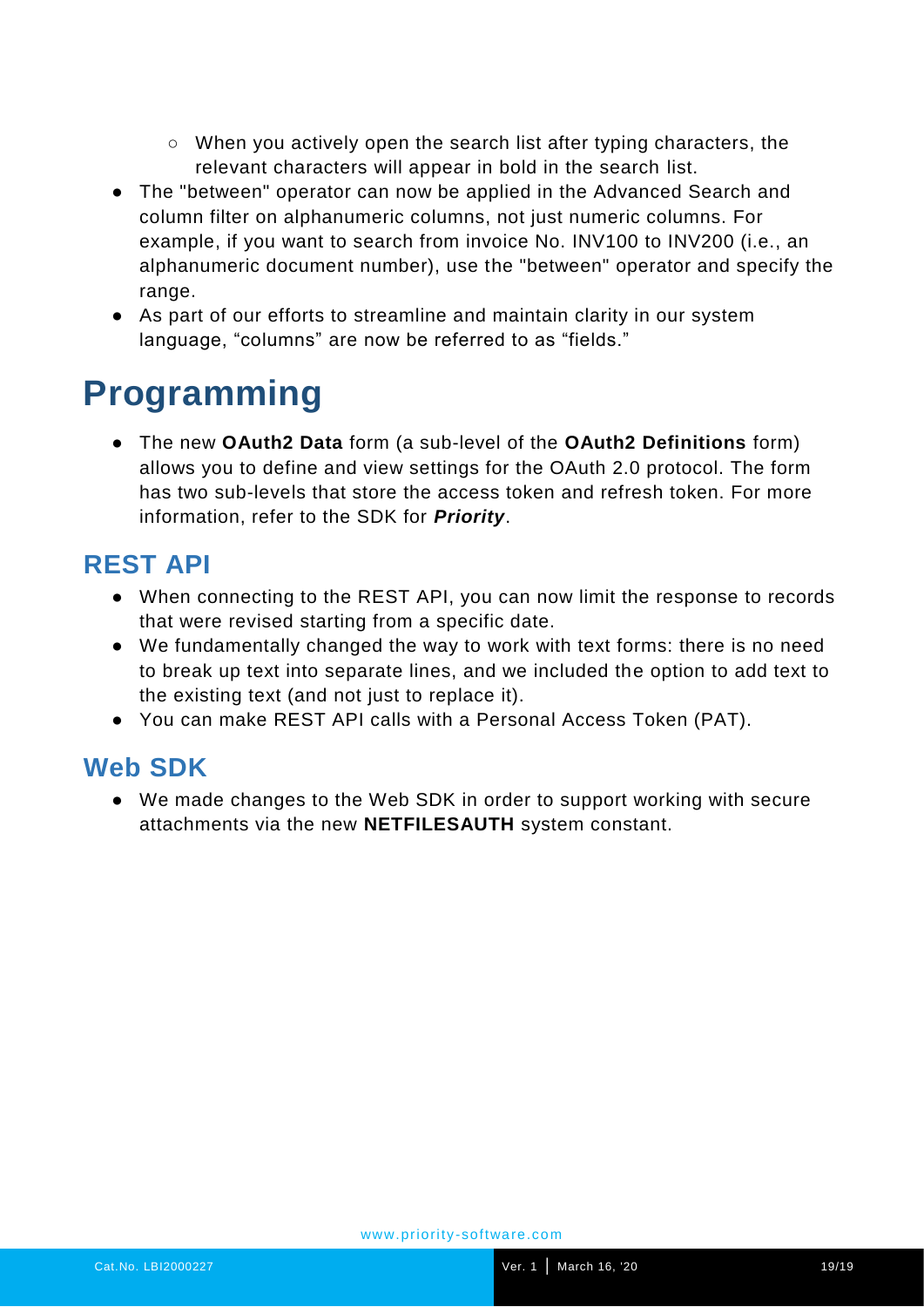- When you actively open the search list after typing characters, the relevant characters will appear in bold in the search list.
- The "between" operator can now be applied in the Advanced Search and column filter on alphanumeric columns, not just numeric columns. For example, if you want to search from invoice No. INV100 to INV200 (i.e., an alphanumeric document number), use the "between" operator and specify the range.
- As part of our efforts to streamline and maintain clarity in our system language, “columns” are now be referred to as “fields.”

# Programming

- The new **OAuth2 Data** form (a sub-level of the **OAuth2 Definitions** form) allows you to define and view settings for the OAuth 2.0 protocol. The form has two sub-levels that store the access token and refresh token. For more information, refer to the SDK for ***Priority***.

## REST API

- When connecting to the REST API, you can now limit the response to records that were revised starting from a specific date.
- We fundamentally changed the way to work with text forms: there is no need to break up text into separate lines, and we included the option to add text to the existing text (and not just to replace it).
- You can make REST API calls with a Personal Access Token (PAT).

## Web SDK

- We made changes to the Web SDK in order to support working with secure attachments via the new **NETFILESAUTH** system constant.